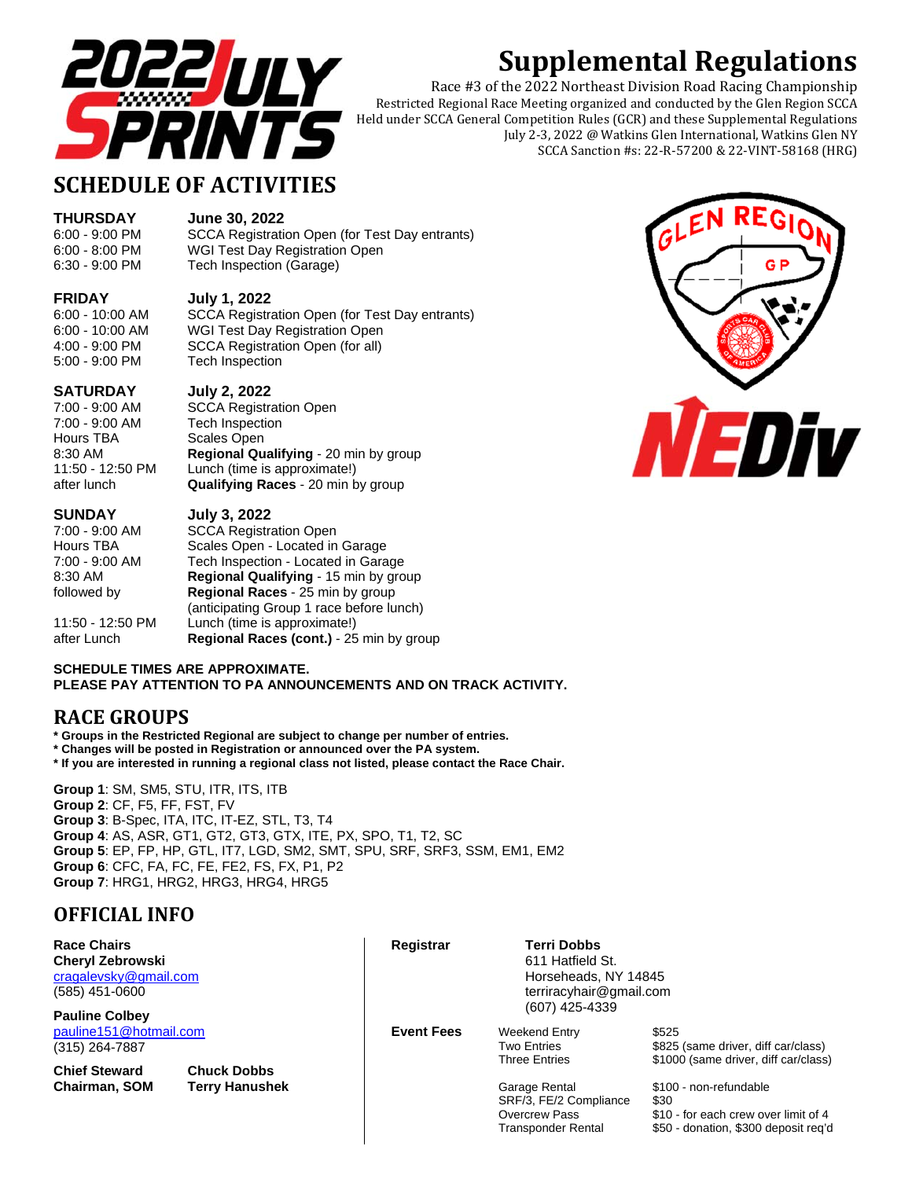# Supplemental Regulations

Race #3 of the 2022 Northeast Division Road Racing Championship
Restricted Regional Race Meeting organized and conducted by the Glen Region SCCA
Held under SCCA General Competition Rules (GCR) and these Supplemental Regulations
July 2-3, 2022 @ Watkins Glen International, Watkins Glen NY
SCCA Sanction #s: 22-R-57200 & 22-VINT-58168 (HRG)

## SCHEDULE OF ACTIVITIES

**THURSDAY** — **June 30, 2022**

| | |
|---|---|
| 6:00 - 9:00 PM | SCCA Registration Open (for Test Day entrants) |
| 6:00 - 8:00 PM | WGI Test Day Registration Open |
| 6:30 - 9:00 PM | Tech Inspection (Garage) |

**FRIDAY** — **July 1, 2022**

| | |
|---|---|
| 6:00 - 10:00 AM | SCCA Registration Open (for Test Day entrants) |
| 6:00 - 10:00 AM | WGI Test Day Registration Open |
| 4:00 - 9:00 PM | SCCA Registration Open (for all) |
| 5:00 - 9:00 PM | Tech Inspection |

**SATURDAY** — **July 2, 2022**

| | |
|---|---|
| 7:00 - 9:00 AM | SCCA Registration Open |
| 7:00 - 9:00 AM | Tech Inspection |
| Hours TBA | Scales Open |
| 8:30 AM | **Regional Qualifying** - 20 min by group |
| 11:50 - 12:50 PM | Lunch (time is approximate!) |
| after lunch | **Qualifying Races** - 20 min by group |

**SUNDAY** — **July 3, 2022**

| | |
|---|---|
| 7:00 - 9:00 AM | SCCA Registration Open |
| Hours TBA | Scales Open - Located in Garage |
| 7:00 - 9:00 AM | Tech Inspection - Located in Garage |
| 8:30 AM | **Regional Qualifying** - 15 min by group |
| followed by | **Regional Races** - 25 min by group (anticipating Group 1 race before lunch) |
| 11:50 - 12:50 PM | Lunch (time is approximate!) |
| after Lunch | **Regional Races (cont.)** - 25 min by group |

**SCHEDULE TIMES ARE APPROXIMATE.**
**PLEASE PAY ATTENTION TO PA ANNOUNCEMENTS AND ON TRACK ACTIVITY.**

## RACE GROUPS

**\* Groups in the Restricted Regional are subject to change per number of entries.**
**\* Changes will be posted in Registration or announced over the PA system.**
**\* If you are interested in running a regional class not listed, please contact the Race Chair.**

**Group 1**: SM, SM5, STU, ITR, ITS, ITB
**Group 2**: CF, F5, FF, FST, FV
**Group 3**: B-Spec, ITA, ITC, IT-EZ, STL, T3, T4
**Group 4**: AS, ASR, GT1, GT2, GT3, GTX, ITE, PX, SPO, T1, T2, SC
**Group 5**: EP, FP, HP, GTL, IT7, LGD, SM2, SMT, SPU, SRF, SRF3, SSM, EM1, EM2
**Group 6**: CFC, FA, FC, FE, FE2, FS, FX, P1, P2
**Group 7**: HRG1, HRG2, HRG3, HRG4, HRG5

## OFFICIAL INFO

**Race Chairs**

**Cheryl Zebrowski**
cragalevsky@gmail.com
(585) 451-0600

**Pauline Colbey**
pauline151@hotmail.com
(315) 264-7887

**Chief Steward** — **Chuck Dobbs**
**Chairman, SOM** — **Terry Hanushek**

**Registrar** — **Terri Dobbs**
611 Hatfield St.
Horseheads, NY 14845
terriracyhair@gmail.com
(607) 425-4339

**Event Fees**

| | |
|---|---|
| Weekend Entry | $525 |
| Two Entries | $825 (same driver, diff car/class) |
| Three Entries | $1000 (same driver, diff car/class) |
| Garage Rental | $100 - non-refundable |
| SRF/3, FE/2 Compliance | $30 |
| Overcrew Pass | $10 - for each crew over limit of 4 |
| Transponder Rental | $50 - donation, $300 deposit req'd |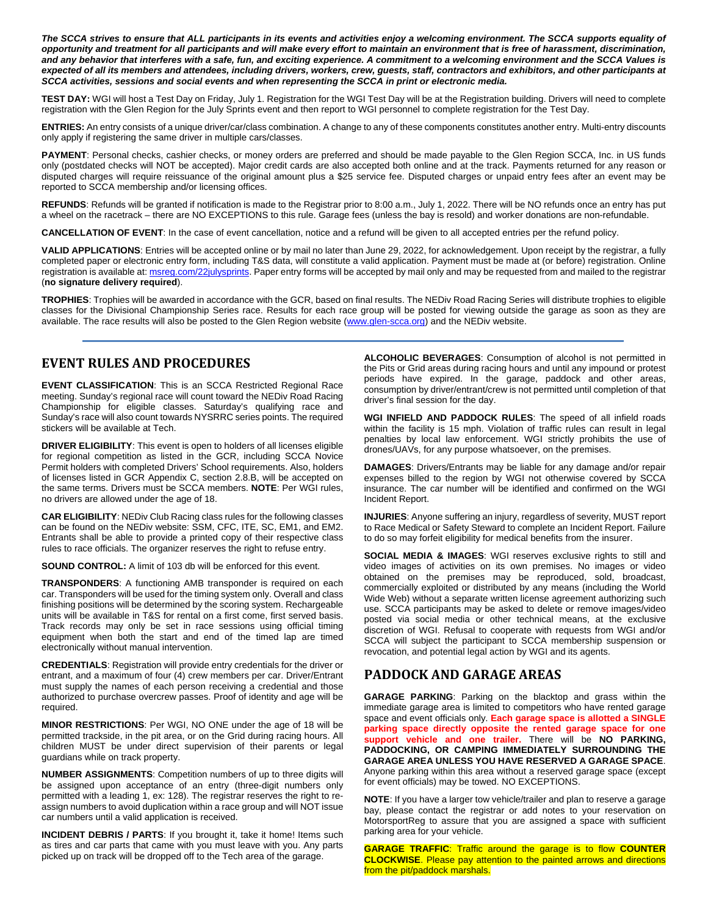***The SCCA strives to ensure that ALL participants in its events and activities enjoy a welcoming environment. The SCCA supports equality of opportunity and treatment for all participants and will make every effort to maintain an environment that is free of harassment, discrimination, and any behavior that interferes with a safe, fun, and exciting experience. A commitment to a welcoming environment and the SCCA Values is expected of all its members and attendees, including drivers, workers, crew, guests, staff, contractors and exhibitors, and other participants at SCCA activities, sessions and social events and when representing the SCCA in print or electronic media.***

**TEST DAY:** WGI will host a Test Day on Friday, July 1. Registration for the WGI Test Day will be at the Registration building. Drivers will need to complete registration with the Glen Region for the July Sprints event and then report to WGI personnel to complete registration for the Test Day.

**ENTRIES:** An entry consists of a unique driver/car/class combination. A change to any of these components constitutes another entry. Multi-entry discounts only apply if registering the same driver in multiple cars/classes.

**PAYMENT**: Personal checks, cashier checks, or money orders are preferred and should be made payable to the Glen Region SCCA, Inc. in US funds only (postdated checks will NOT be accepted). Major credit cards are also accepted both online and at the track. Payments returned for any reason or disputed charges will require reissuance of the original amount plus a $25 service fee. Disputed charges or unpaid entry fees after an event may be reported to SCCA membership and/or licensing offices.

**REFUNDS**: Refunds will be granted if notification is made to the Registrar prior to 8:00 a.m., July 1, 2022. There will be NO refunds once an entry has put a wheel on the racetrack – there are NO EXCEPTIONS to this rule. Garage fees (unless the bay is resold) and worker donations are non-refundable.

**CANCELLATION OF EVENT**: In the case of event cancellation, notice and a refund will be given to all accepted entries per the refund policy.

**VALID APPLICATIONS**: Entries will be accepted online or by mail no later than June 29, 2022, for acknowledgement. Upon receipt by the registrar, a fully completed paper or electronic entry form, including T&S data, will constitute a valid application. Payment must be made at (or before) registration. Online registration is available at: msreg.com/22julysprints. Paper entry forms will be accepted by mail only and may be requested from and mailed to the registrar (**no signature delivery required**).

**TROPHIES**: Trophies will be awarded in accordance with the GCR, based on final results. The NEDiv Road Racing Series will distribute trophies to eligible classes for the Divisional Championship Series race. Results for each race group will be posted for viewing outside the garage as soon as they are available. The race results will also be posted to the Glen Region website (www.glen-scca.org) and the NEDiv website.

## EVENT RULES AND PROCEDURES

**EVENT CLASSIFICATION**: This is an SCCA Restricted Regional Race meeting. Sunday's regional race will count toward the NEDiv Road Racing Championship for eligible classes. Saturday's qualifying race and Sunday's race will also count towards NYSRRC series points. The required stickers will be available at Tech.

**DRIVER ELIGIBILITY**: This event is open to holders of all licenses eligible for regional competition as listed in the GCR, including SCCA Novice Permit holders with completed Drivers' School requirements. Also, holders of licenses listed in GCR Appendix C, section 2.8.B, will be accepted on the same terms. Drivers must be SCCA members. **NOTE**: Per WGI rules, no drivers are allowed under the age of 18.

**CAR ELIGIBILITY**: NEDiv Club Racing class rules for the following classes can be found on the NEDiv website: SSM, CFC, ITE, SC, EM1, and EM2. Entrants shall be able to provide a printed copy of their respective class rules to race officials. The organizer reserves the right to refuse entry.

**SOUND CONTROL:** A limit of 103 db will be enforced for this event.

**TRANSPONDERS**: A functioning AMB transponder is required on each car. Transponders will be used for the timing system only. Overall and class finishing positions will be determined by the scoring system. Rechargeable units will be available in T&S for rental on a first come, first served basis. Track records may only be set in race sessions using official timing equipment when both the start and end of the timed lap are timed electronically without manual intervention.

**CREDENTIALS**: Registration will provide entry credentials for the driver or entrant, and a maximum of four (4) crew members per car. Driver/Entrant must supply the names of each person receiving a credential and those authorized to purchase overcrew passes. Proof of identity and age will be required.

**MINOR RESTRICTIONS**: Per WGI, NO ONE under the age of 18 will be permitted trackside, in the pit area, or on the Grid during racing hours. All children MUST be under direct supervision of their parents or legal guardians while on track property.

**NUMBER ASSIGNMENTS**: Competition numbers of up to three digits will be assigned upon acceptance of an entry (three-digit numbers only permitted with a leading 1, ex: 128). The registrar reserves the right to re-assign numbers to avoid duplication within a race group and will NOT issue car numbers until a valid application is received.

**INCIDENT DEBRIS / PARTS**: If you brought it, take it home! Items such as tires and car parts that came with you must leave with you. Any parts picked up on track will be dropped off to the Tech area of the garage.

**ALCOHOLIC BEVERAGES**: Consumption of alcohol is not permitted in the Pits or Grid areas during racing hours and until any impound or protest periods have expired. In the garage, paddock and other areas, consumption by driver/entrant/crew is not permitted until completion of that driver's final session for the day.

**WGI INFIELD AND PADDOCK RULES**: The speed of all infield roads within the facility is 15 mph. Violation of traffic rules can result in legal penalties by local law enforcement. WGI strictly prohibits the use of drones/UAVs, for any purpose whatsoever, on the premises.

**DAMAGES**: Drivers/Entrants may be liable for any damage and/or repair expenses billed to the region by WGI not otherwise covered by SCCA insurance. The car number will be identified and confirmed on the WGI Incident Report.

**INJURIES**: Anyone suffering an injury, regardless of severity, MUST report to Race Medical or Safety Steward to complete an Incident Report. Failure to do so may forfeit eligibility for medical benefits from the insurer.

**SOCIAL MEDIA & IMAGES**: WGI reserves exclusive rights to still and video images of activities on its own premises. No images or video obtained on the premises may be reproduced, sold, broadcast, commercially exploited or distributed by any means (including the World Wide Web) without a separate written license agreement authorizing such use. SCCA participants may be asked to delete or remove images/video posted via social media or other technical means, at the exclusive discretion of WGI. Refusal to cooperate with requests from WGI and/or SCCA will subject the participant to SCCA membership suspension or revocation, and potential legal action by WGI and its agents.

## PADDOCK AND GARAGE AREAS

**GARAGE PARKING**: Parking on the blacktop and grass within the immediate garage area is limited to competitors who have rented garage space and event officials only. **Each garage space is allotted a SINGLE parking space directly opposite the rented garage space for one support vehicle and one trailer.** There will be **NO PARKING, PADDOCKING, OR CAMPING IMMEDIATELY SURROUNDING THE GARAGE AREA UNLESS YOU HAVE RESERVED A GARAGE SPACE**. Anyone parking within this area without a reserved garage space (except for event officials) may be towed. NO EXCEPTIONS.

**NOTE**: If you have a larger tow vehicle/trailer and plan to reserve a garage bay, please contact the registrar or add notes to your reservation on MotorsportReg to assure that you are assigned a space with sufficient parking area for your vehicle.

**GARAGE TRAFFIC**: Traffic around the garage is to flow **COUNTER CLOCKWISE**. Please pay attention to the painted arrows and directions from the pit/paddock marshals.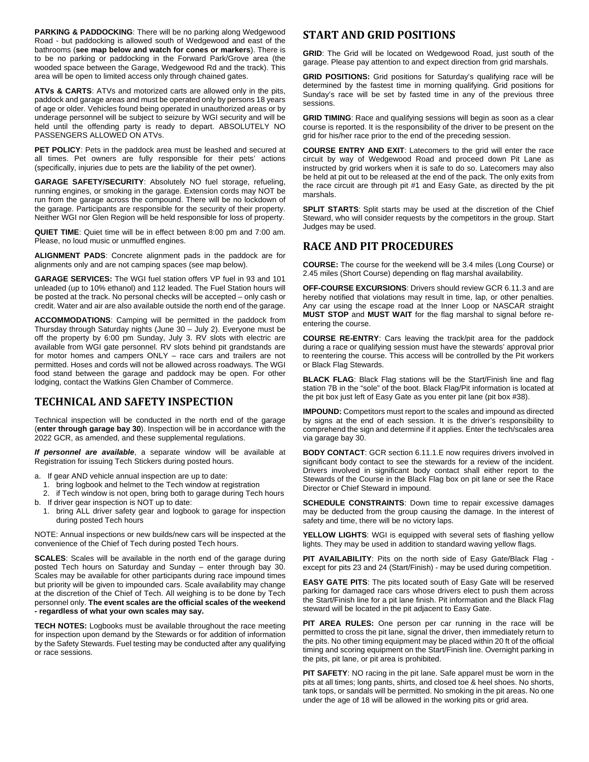**PARKING & PADDOCKING**: There will be no parking along Wedgewood Road - but paddocking is allowed south of Wedgewood and east of the bathrooms (**see map below and watch for cones or markers**). There is to be no parking or paddocking in the Forward Park/Grove area (the wooded space between the Garage, Wedgewood Rd and the track). This area will be open to limited access only through chained gates.

**ATVs & CARTS**: ATVs and motorized carts are allowed only in the pits, paddock and garage areas and must be operated only by persons 18 years of age or older. Vehicles found being operated in unauthorized areas or by underage personnel will be subject to seizure by WGI security and will be held until the offending party is ready to depart. ABSOLUTELY NO PASSENGERS ALLOWED ON ATVs.

**PET POLICY**: Pets in the paddock area must be leashed and secured at all times. Pet owners are fully responsible for their pets' actions (specifically, injuries due to pets are the liability of the pet owner).

**GARAGE SAFETY/SECURITY**: Absolutely NO fuel storage, refueling, running engines, or smoking in the garage. Extension cords may NOT be run from the garage across the compound. There will be no lockdown of the garage. Participants are responsible for the security of their property. Neither WGI nor Glen Region will be held responsible for loss of property.

**QUIET TIME**: Quiet time will be in effect between 8:00 pm and 7:00 am. Please, no loud music or unmuffled engines.

**ALIGNMENT PADS**: Concrete alignment pads in the paddock are for alignments only and are not camping spaces (see map below).

**GARAGE SERVICES:** The WGI fuel station offers VP fuel in 93 and 101 unleaded (up to 10% ethanol) and 112 leaded. The Fuel Station hours will be posted at the track. No personal checks will be accepted – only cash or credit. Water and air are also available outside the north end of the garage.

**ACCOMMODATIONS**: Camping will be permitted in the paddock from Thursday through Saturday nights (June 30 – July 2). Everyone must be off the property by 6:00 pm Sunday, July 3. RV slots with electric are available from WGI gate personnel. RV slots behind pit grandstands are for motor homes and campers ONLY – race cars and trailers are not permitted. Hoses and cords will not be allowed across roadways. The WGI food stand between the garage and paddock may be open. For other lodging, contact the Watkins Glen Chamber of Commerce.

## TECHNICAL AND SAFETY INSPECTION

Technical inspection will be conducted in the north end of the garage (**enter through garage bay 30**). Inspection will be in accordance with the 2022 GCR, as amended, and these supplemental regulations.

***If personnel are available***, a separate window will be available at Registration for issuing Tech Stickers during posted hours.

a. If gear AND vehicle annual inspection are up to date:
   1. bring logbook and helmet to the Tech window at registration
   2. if Tech window is not open, bring both to garage during Tech hours
b. If driver gear inspection is NOT up to date:
   1. bring ALL driver safety gear and logbook to garage for inspection during posted Tech hours

NOTE: Annual inspections or new builds/new cars will be inspected at the convenience of the Chief of Tech during posted Tech hours.

**SCALES**: Scales will be available in the north end of the garage during posted Tech hours on Saturday and Sunday – enter through bay 30. Scales may be available for other participants during race impound times but priority will be given to impounded cars. Scale availability may change at the discretion of the Chief of Tech. All weighing is to be done by Tech personnel only. **The event scales are the official scales of the weekend - regardless of what your own scales may say.**

**TECH NOTES:** Logbooks must be available throughout the race meeting for inspection upon demand by the Stewards or for addition of information by the Safety Stewards. Fuel testing may be conducted after any qualifying or race sessions.

## START AND GRID POSITIONS

**GRID**: The Grid will be located on Wedgewood Road, just south of the garage. Please pay attention to and expect direction from grid marshals.

**GRID POSITIONS:** Grid positions for Saturday's qualifying race will be determined by the fastest time in morning qualifying. Grid positions for Sunday's race will be set by fasted time in any of the previous three sessions.

**GRID TIMING**: Race and qualifying sessions will begin as soon as a clear course is reported. It is the responsibility of the driver to be present on the grid for his/her race prior to the end of the preceding session.

**COURSE ENTRY AND EXIT**: Latecomers to the grid will enter the race circuit by way of Wedgewood Road and proceed down Pit Lane as instructed by grid workers when it is safe to do so. Latecomers may also be held at pit out to be released at the end of the pack. The only exits from the race circuit are through pit #1 and Easy Gate, as directed by the pit marshals.

**SPLIT STARTS**: Split starts may be used at the discretion of the Chief Steward, who will consider requests by the competitors in the group. Start Judges may be used.

## RACE AND PIT PROCEDURES

**COURSE:** The course for the weekend will be 3.4 miles (Long Course) or 2.45 miles (Short Course) depending on flag marshal availability.

**OFF-COURSE EXCURSIONS**: Drivers should review GCR 6.11.3 and are hereby notified that violations may result in time, lap, or other penalties. Any car using the escape road at the Inner Loop or NASCAR straight **MUST STOP** and **MUST WAIT** for the flag marshal to signal before re-entering the course.

**COURSE RE-ENTRY**: Cars leaving the track/pit area for the paddock during a race or qualifying session must have the stewards' approval prior to reentering the course. This access will be controlled by the Pit workers or Black Flag Stewards.

**BLACK FLAG**: Black Flag stations will be the Start/Finish line and flag station 7B in the "sole" of the boot. Black Flag/Pit information is located at the pit box just left of Easy Gate as you enter pit lane (pit box #38).

**IMPOUND:** Competitors must report to the scales and impound as directed by signs at the end of each session. It is the driver's responsibility to comprehend the sign and determine if it applies. Enter the tech/scales area via garage bay 30.

**BODY CONTACT**: GCR section 6.11.1.E now requires drivers involved in significant body contact to see the stewards for a review of the incident. Drivers involved in significant body contact shall either report to the Stewards of the Course in the Black Flag box on pit lane or see the Race Director or Chief Steward in impound.

**SCHEDULE CONSTRAINTS**: Down time to repair excessive damages may be deducted from the group causing the damage. In the interest of safety and time, there will be no victory laps.

**YELLOW LIGHTS**: WGI is equipped with several sets of flashing yellow lights. They may be used in addition to standard waving yellow flags.

**PIT AVAILABILITY**: Pits on the north side of Easy Gate/Black Flag - except for pits 23 and 24 (Start/Finish) - may be used during competition.

**EASY GATE PITS**: The pits located south of Easy Gate will be reserved parking for damaged race cars whose drivers elect to push them across the Start/Finish line for a pit lane finish. Pit information and the Black Flag steward will be located in the pit adjacent to Easy Gate.

**PIT AREA RULES:** One person per car running in the race will be permitted to cross the pit lane, signal the driver, then immediately return to the pits. No other timing equipment may be placed within 20 ft of the official timing and scoring equipment on the Start/Finish line. Overnight parking in the pits, pit lane, or pit area is prohibited.

**PIT SAFETY**: NO racing in the pit lane. Safe apparel must be worn in the pits at all times; long pants, shirts, and closed toe & heel shoes. No shorts, tank tops, or sandals will be permitted. No smoking in the pit areas. No one under the age of 18 will be allowed in the working pits or grid area.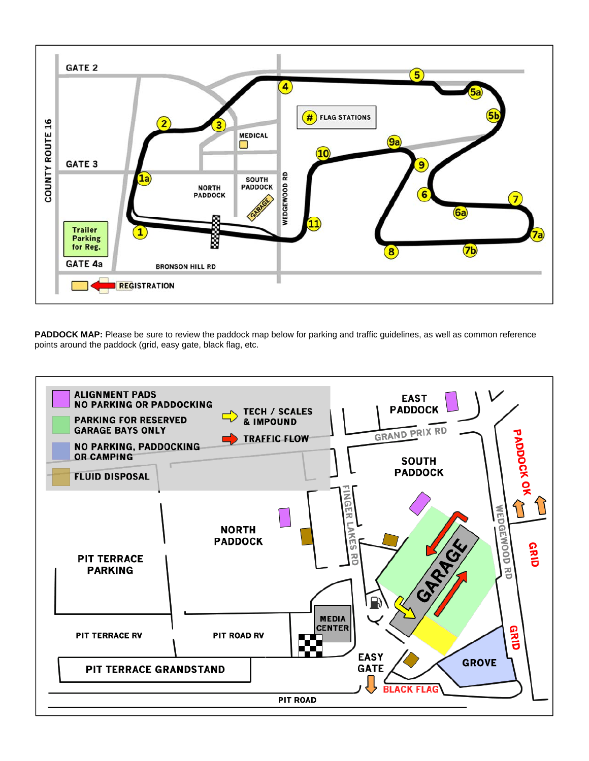GATE 2

COUNTY ROUTE 16

GATE 3

GATE 4a

Trailer Parking for Reg.

REGISTRATION

BRONSON HILL RD

WEDGEWOOD RD

NORTH PADDOCK

SOUTH PADDOCK

MEDICAL

GARAGE

FLAG STATIONS

1 1a 2 3 4 5 5a 5b 6 6a 7 7a 7b 8 9 9a 10 11

**PADDOCK MAP:** Please be sure to review the paddock map below for parking and traffic guidelines, as well as common reference points around the paddock (grid, easy gate, black flag, etc.

ALIGNMENT PADS NO PARKING OR PADDOCKING

PARKING FOR RESERVED GARAGE BAYS ONLY

NO PARKING, PADDOCKING OR CAMPING

FLUID DISPOSAL

TECH / SCALES & IMPOUND

TRAFFIC FLOW

EAST PADDOCK

GRAND PRIX RD

SOUTH PADDOCK

PADDOCK OK

NORTH PADDOCK

FINGER LAKES RD

WEDGEWOOD RD

GARAGE

GRID

GRID

PIT TERRACE PARKING

PIT TERRACE RV

PIT ROAD RV

MEDIA CENTER

PIT TERRACE GRANDSTAND

EASY GATE

BLACK FLAG

GROVE

PIT ROAD